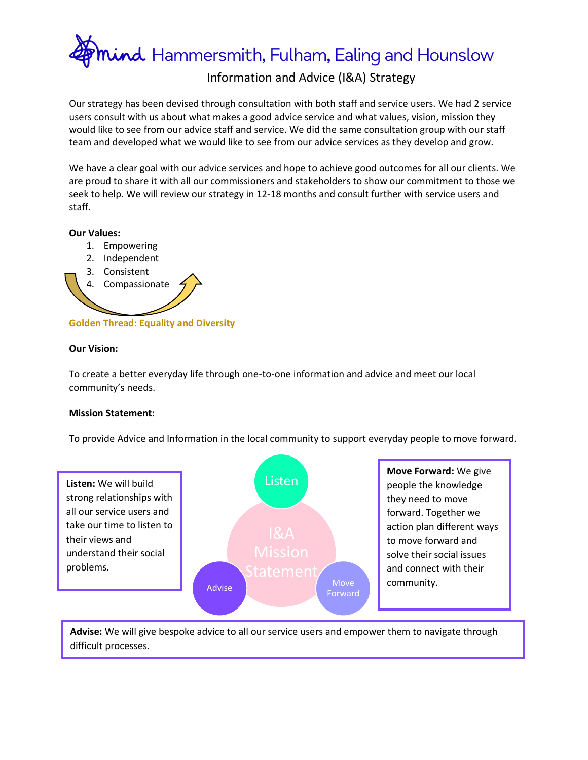# Mind Hammersmith, Fulham, Ealing and Hounslow

## Information and Advice (I&A) Strategy

Our strategy has been devised through consultation with both staff and service users. We had 2 service users consult with us about what makes a good advice service and what values, vision, mission they would like to see from our advice staff and service. We did the same consultation group with our staff team and developed what we would like to see from our advice services as they develop and grow.

We have a clear goal with our advice services and hope to achieve good outcomes for all our clients. We are proud to share it with all our commissioners and stakeholders to show our commitment to those we seek to help. We will review our strategy in 12-18 months and consult further with service users and staff.

**Our Values:**

1. Empowering
2. Independent
3. Consistent
4. Compassionate

**Golden Thread: Equality and Diversity**

**Our Vision:**

To create a better everyday life through one-to-one information and advice and meet our local community's needs.

**Mission Statement:**

To provide Advice and Information in the local community to support everyday people to move forward.

I&A Mission Statement: Listen, Advise, Move Forward

**Listen:** We will build strong relationships with all our service users and take our time to listen to their views and understand their social problems.

**Move Forward:** We give people the knowledge they need to move forward. Together we action plan different ways to move forward and solve their social issues and connect with their community.

**Advise:** We will give bespoke advice to all our service users and empower them to navigate through difficult processes.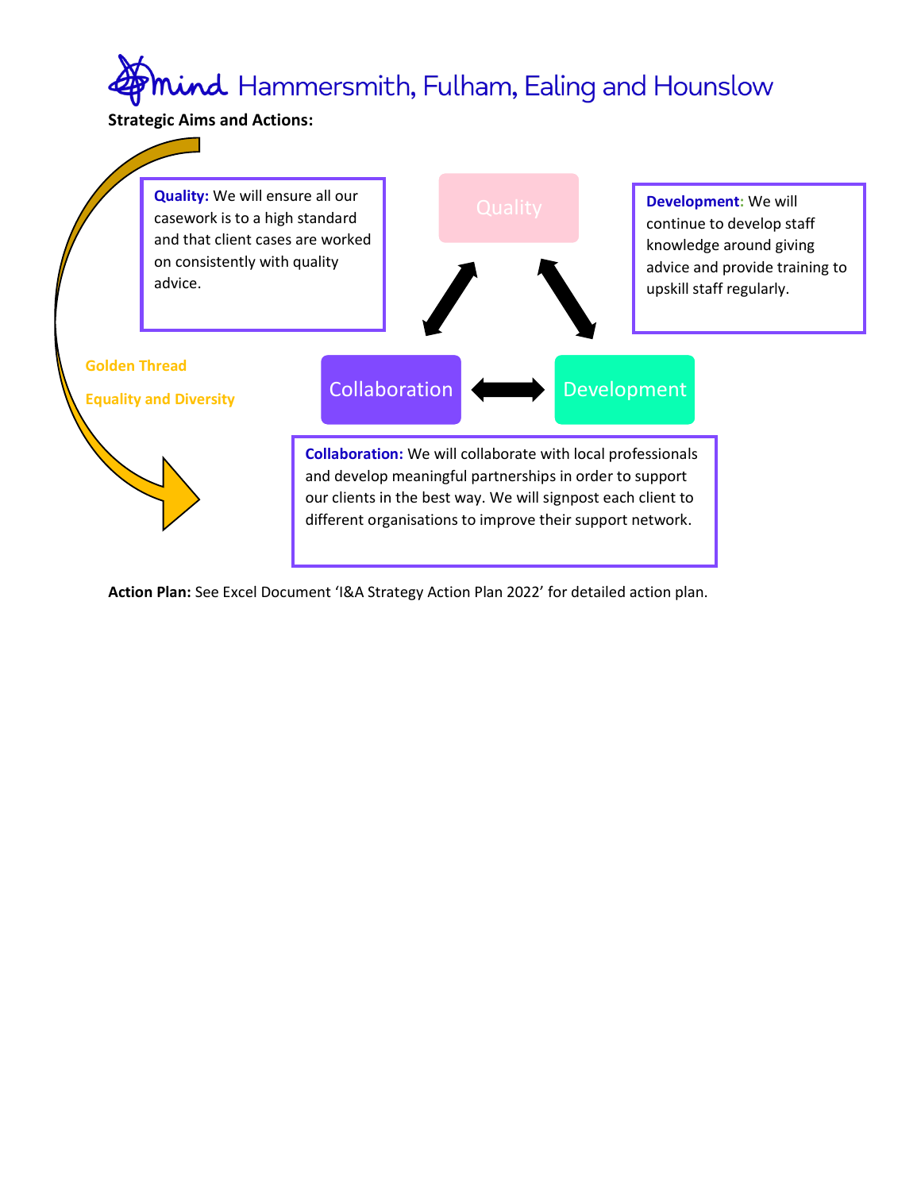# Mind Hammersmith, Fulham, Ealing and Hounslow

**Strategic Aims and Actions:**

**Quality:** We will ensure all our casework is to a high standard and that client cases are worked on consistently with quality advice.

**Development:** We will continue to develop staff knowledge around giving advice and provide training to upskill staff regularly.

Golden Thread

Equality and Diversity

Quality

Collaboration

Development

**Collaboration:** We will collaborate with local professionals and develop meaningful partnerships in order to support our clients in the best way. We will signpost each client to different organisations to improve their support network.

**Action Plan:** See Excel Document 'I&A Strategy Action Plan 2022' for detailed action plan.